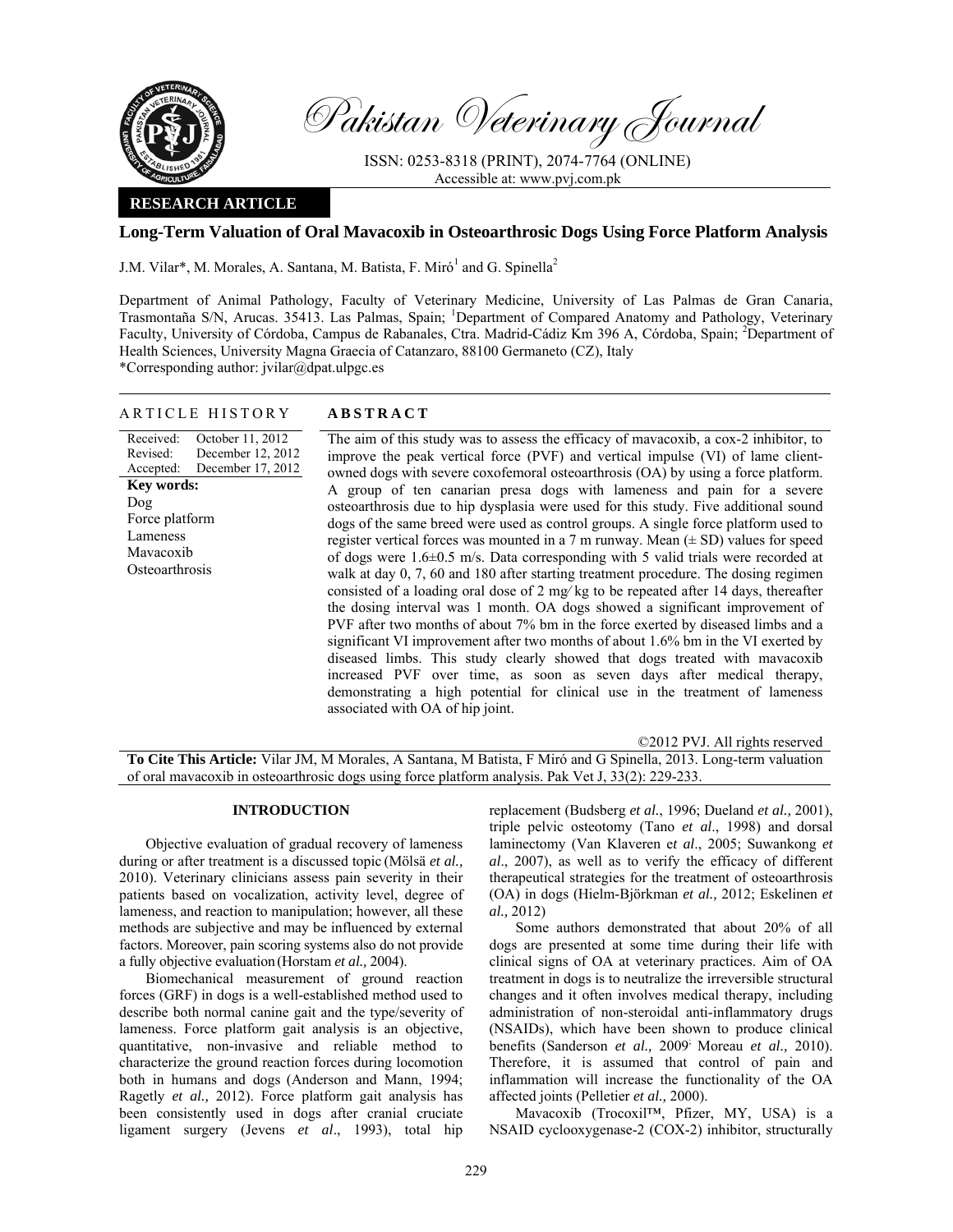# Long-Term Valuation of Oral Mavacoxib in Osteoarthrosic Dogs Using Force Platform Analysis

J.M. Vilar*, M. Morales, A. Santana, M. Batista, F. Miró[1] and G. Spinella[2]

Department of Animal Pathology, Faculty of Veterinary Medicine, University of Las Palmas de Gran Canaria, Trasmontaña S/N, Arucas. 35413. Las Palmas, Spain; [1]Department of Compared Anatomy and Pathology, Veterinary Faculty, University of Córdoba, Campus de Rabanales, Ctra. Madrid-Cádiz Km 396 A, Córdoba, Spain; [2]Department of Health Sciences, University Magna Graecia of Catanzaro, 88100 Germaneto (CZ), Italy

*Corresponding author: jvilar@dpat.ulpgc.es

## ARTICLE HISTORY

Received: October 11, 2012
Revised: December 12, 2012
Accepted: December 17, 2012

**Key words:**
Dog
Force platform
Lameness
Mavacoxib
Osteoarthrosis

## ABSTRACT

The aim of this study was to assess the efficacy of mavacoxib, a cox-2 inhibitor, to improve the peak vertical force (PVF) and vertical impulse (VI) of lame client-owned dogs with severe coxofemoral osteoarthrosis (OA) by using a force platform. A group of ten canarian presa dogs with lameness and pain for a severe osteoarthrosis due to hip dysplasia were used for this study. Five additional sound dogs of the same breed were used as control groups. A single force platform used to register vertical forces was mounted in a 7 m runway. Mean (± SD) values for speed of dogs were 1.6±0.5 m/s. Data corresponding with 5 valid trials were recorded at walk at day 0, 7, 60 and 180 after starting treatment procedure. The dosing regimen consisted of a loading oral dose of 2 mg⁄kg to be repeated after 14 days, thereafter the dosing interval was 1 month. OA dogs showed a significant improvement of PVF after two months of about 7% bm in the force exerted by diseased limbs and a significant VI improvement after two months of about 1.6% bm in the VI exerted by diseased limbs. This study clearly showed that dogs treated with mavacoxib increased PVF over time, as soon as seven days after medical therapy, demonstrating a high potential for clinical use in the treatment of lameness associated with OA of hip joint.

©2012 PVJ. All rights reserved

**To Cite This Article:** Vilar JM, M Morales, A Santana, M Batista, F Miró and G Spinella, 2013. Long-term valuation of oral mavacoxib in osteoarthrosic dogs using force platform analysis. Pak Vet J, 33(2): 229-233.

## INTRODUCTION

Objective evaluation of gradual recovery of lameness during or after treatment is a discussed topic (Mölsä *et al.,* 2010). Veterinary clinicians assess pain severity in their patients based on vocalization, activity level, degree of lameness, and reaction to manipulation; however, all these methods are subjective and may be influenced by external factors. Moreover, pain scoring systems also do not provide a fully objective evaluation (Horstam *et al.,* 2004).

Biomechanical measurement of ground reaction forces (GRF) in dogs is a well-established method used to describe both normal canine gait and the type/severity of lameness. Force platform gait analysis is an objective, quantitative, non-invasive and reliable method to characterize the ground reaction forces during locomotion both in humans and dogs (Anderson and Mann, 1994; Ragetly *et al.,* 2012). Force platform gait analysis has been consistently used in dogs after cranial cruciate ligament surgery (Jevens *et al*., 1993), total hip replacement (Budsberg *et al.*, 1996; Dueland *et al.,* 2001), triple pelvic osteotomy (Tano *et al*., 1998) and dorsal laminectomy (Van Klaveren e*t al*., 2005; Suwankong *et al*., 2007), as well as to verify the efficacy of different therapeutical strategies for the treatment of osteoarthrosis (OA) in dogs (Hielm-Björkman *et al.,* 2012; Eskelinen *et al.,* 2012)

Some authors demonstrated that about 20% of all dogs are presented at some time during their life with clinical signs of OA at veterinary practices. Aim of OA treatment in dogs is to neutralize the irreversible structural changes and it often involves medical therapy, including administration of non-steroidal anti-inflammatory drugs (NSAIDs), which have been shown to produce clinical benefits (Sanderson *et al.,* 2009; Moreau *et al.,* 2010). Therefore, it is assumed that control of pain and inflammation will increase the functionality of the OA affected joints (Pelletier *et al.,* 2000).

Mavacoxib (Trocoxil™, Pfizer, MY, USA) is a NSAID cyclooxygenase-2 (COX-2) inhibitor, structurally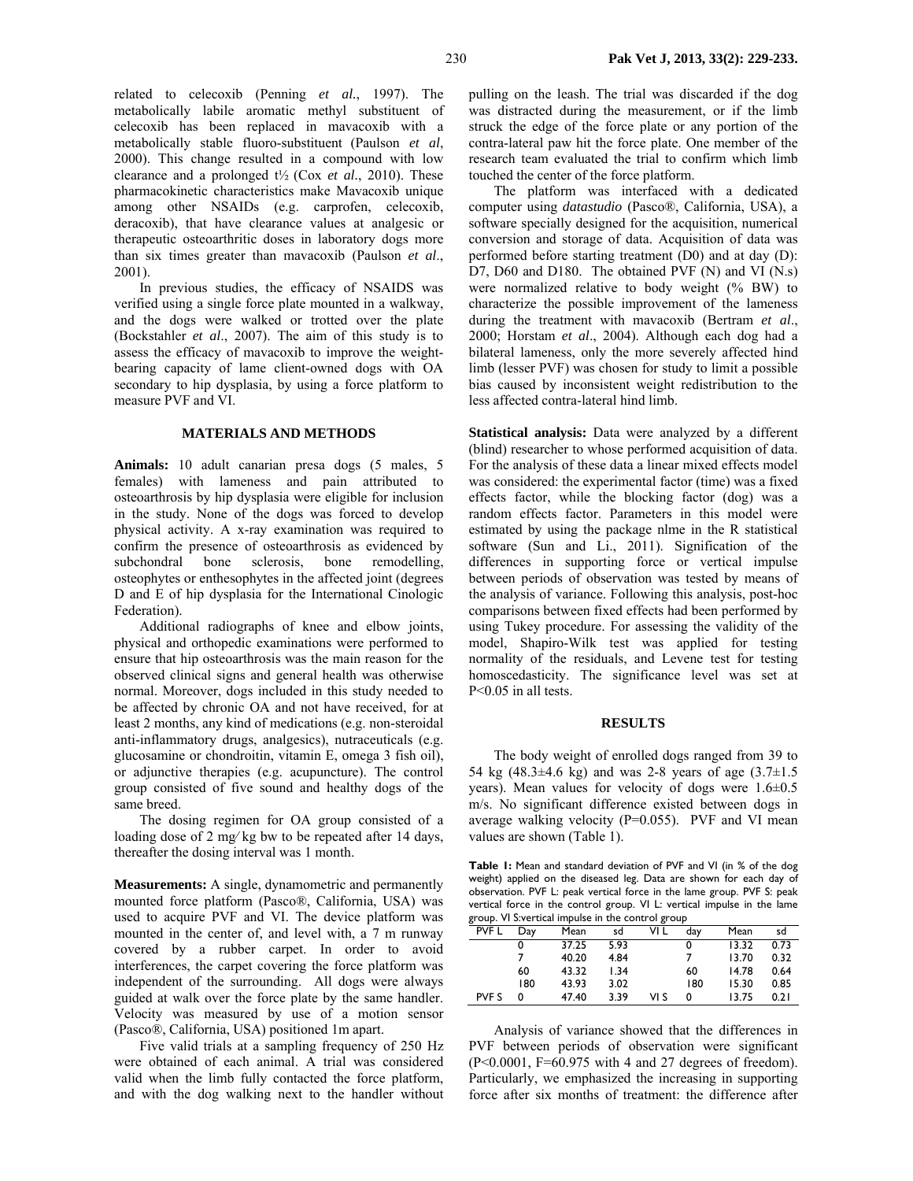related to celecoxib (Penning *et al.*, 1997). The metabolically labile aromatic methyl substituent of celecoxib has been replaced in mavacoxib with a metabolically stable fluoro-substituent (Paulson *et al*, 2000). This change resulted in a compound with low clearance and a prolonged t½ (Cox *et al.*, 2010). These pharmacokinetic characteristics make Mavacoxib unique among other NSAIDs (e.g. carprofen, celecoxib, deracoxib), that have clearance values at analgesic or therapeutic osteoarthritic doses in laboratory dogs more than six times greater than mavacoxib (Paulson *et al*., 2001).

In previous studies, the efficacy of NSAIDS was verified using a single force plate mounted in a walkway, and the dogs were walked or trotted over the plate (Bockstahler *et al*., 2007). The aim of this study is to assess the efficacy of mavacoxib to improve the weight-bearing capacity of lame client-owned dogs with OA secondary to hip dysplasia, by using a force platform to measure PVF and VI.

## MATERIALS AND METHODS

**Animals:** 10 adult canarian presa dogs (5 males, 5 females) with lameness and pain attributed to osteoarthrosis by hip dysplasia were eligible for inclusion in the study. None of the dogs was forced to develop physical activity. A x-ray examination was required to confirm the presence of osteoarthrosis as evidenced by subchondral bone sclerosis, bone remodelling, osteophytes or enthesophytes in the affected joint (degrees D and E of hip dysplasia for the International Cinologic Federation).

Additional radiographs of knee and elbow joints, physical and orthopedic examinations were performed to ensure that hip osteoarthrosis was the main reason for the observed clinical signs and general health was otherwise normal. Moreover, dogs included in this study needed to be affected by chronic OA and not have received, for at least 2 months, any kind of medications (e.g. non-steroidal anti-inflammatory drugs, analgesics), nutraceuticals (e.g. glucosamine or chondroitin, vitamin E, omega 3 fish oil), or adjunctive therapies (e.g. acupuncture). The control group consisted of five sound and healthy dogs of the same breed.

The dosing regimen for OA group consisted of a loading dose of 2 mg/kg bw to be repeated after 14 days, thereafter the dosing interval was 1 month.

**Measurements:** A single, dynamometric and permanently mounted force platform (Pasco®, California, USA) was used to acquire PVF and VI. The device platform was mounted in the center of, and level with, a 7 m runway covered by a rubber carpet. In order to avoid interferences, the carpet covering the force platform was independent of the surrounding. All dogs were always guided at walk over the force plate by the same handler. Velocity was measured by use of a motion sensor (Pasco®, California, USA) positioned 1m apart.

Five valid trials at a sampling frequency of 250 Hz were obtained of each animal. A trial was considered valid when the limb fully contacted the force platform, and with the dog walking next to the handler without pulling on the leash. The trial was discarded if the dog was distracted during the measurement, or if the limb struck the edge of the force plate or any portion of the contra-lateral paw hit the force plate. One member of the research team evaluated the trial to confirm which limb touched the center of the force platform.

The platform was interfaced with a dedicated computer using *datastudio* (Pasco®, California, USA), a software specially designed for the acquisition, numerical conversion and storage of data. Acquisition of data was performed before starting treatment (D0) and at day (D): D7, D60 and D180. The obtained PVF (N) and VI (N.s) were normalized relative to body weight (% BW) to characterize the possible improvement of the lameness during the treatment with mavacoxib (Bertram *et al*., 2000; Horstam *et al*., 2004). Although each dog had a bilateral lameness, only the more severely affected hind limb (lesser PVF) was chosen for study to limit a possible bias caused by inconsistent weight redistribution to the less affected contra-lateral hind limb.

**Statistical analysis:** Data were analyzed by a different (blind) researcher to whose performed acquisition of data. For the analysis of these data a linear mixed effects model was considered: the experimental factor (time) was a fixed effects factor, while the blocking factor (dog) was a random effects factor. Parameters in this model were estimated by using the package nlme in the R statistical software (Sun and Li., 2011). Signification of the differences in supporting force or vertical impulse between periods of observation was tested by means of the analysis of variance. Following this analysis, post-hoc comparisons between fixed effects had been performed by using Tukey procedure. For assessing the validity of the model, Shapiro-Wilk test was applied for testing normality of the residuals, and Levene test for testing homoscedasticity. The significance level was set at $P<0.05$ in all tests.

## RESULTS

The body weight of enrolled dogs ranged from 39 to 54 kg (48.3±4.6 kg) and was 2-8 years of age (3.7±1.5 years). Mean values for velocity of dogs were 1.6±0.5 m/s. No significant difference existed between dogs in average walking velocity ($P=0.055$). PVF and VI mean values are shown (Table 1).

**Table 1:** Mean and standard deviation of PVF and VI (in % of the dog weight) applied on the diseased leg. Data are shown for each day of observation. PVF L: peak vertical force in the lame group. PVF S: peak vertical force in the control group. VI L: vertical impulse in the lame group. VI S:vertical impulse in the control group

| PVF L | Day | Mean | sd | VI L | day | Mean | sd |
|---|---|---|---|---|---|---|---|
| | 0 | 37.25 | 5.93 | | 0 | 13.32 | 0.73 |
| | 7 | 40.20 | 4.84 | | 7 | 13.70 | 0.32 |
| | 60 | 43.32 | 1.34 | | 60 | 14.78 | 0.64 |
| | 180 | 43.93 | 3.02 | | 180 | 15.30 | 0.85 |
| PVF S | 0 | 47.40 | 3.39 | VI S | 0 | 13.75 | 0.21 |

Analysis of variance showed that the differences in PVF between periods of observation were significant ($P<0.0001$, $F=60.975$ with 4 and 27 degrees of freedom). Particularly, we emphasized the increasing in supporting force after six months of treatment: the difference after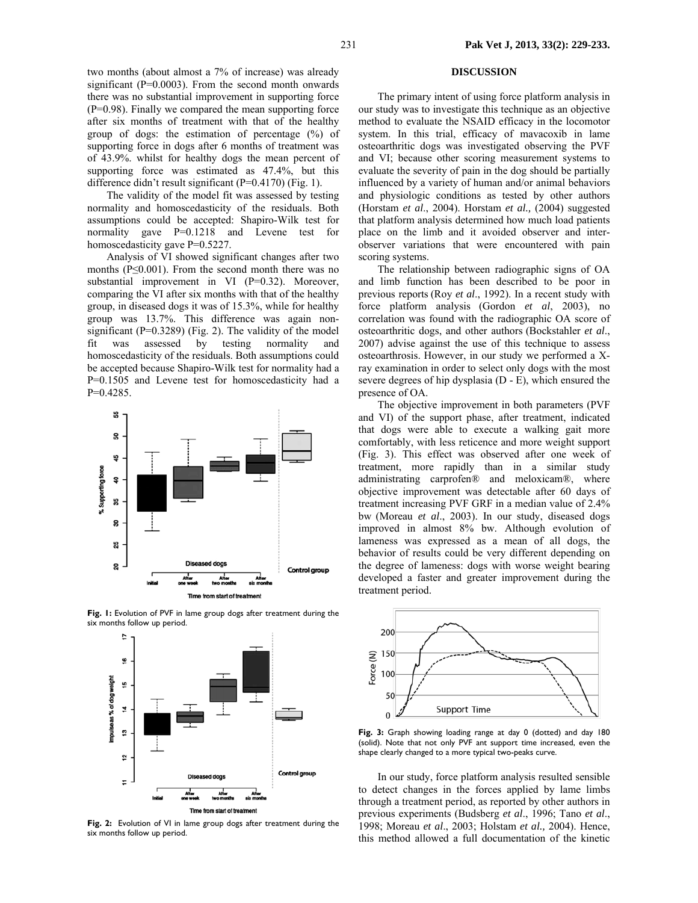two months (about almost a 7% of increase) was already significant (P=0.0003). From the second month onwards there was no substantial improvement in supporting force (P=0.98). Finally we compared the mean supporting force after six months of treatment with that of the healthy group of dogs: the estimation of percentage (%) of supporting force in dogs after 6 months of treatment was of 43.9%. whilst for healthy dogs the mean percent of supporting force was estimated as 47.4%, but this difference didn't result significant (P=0.4170) (Fig. 1).

The validity of the model fit was assessed by testing normality and homoscedasticity of the residuals. Both assumptions could be accepted: Shapiro-Wilk test for normality gave P=0.1218 and Levene test for homoscedasticity gave P=0.5227.

Analysis of VI showed significant changes after two months (P≤0.001). From the second month there was no substantial improvement in VI (P=0.32). Moreover, comparing the VI after six months with that of the healthy group, in diseased dogs it was of 15.3%, while for healthy group was 13.7%. This difference was again non-significant (P=0.3289) (Fig. 2). The validity of the model fit was assessed by testing normality and homoscedasticity of the residuals. Both assumptions could be accepted because Shapiro-Wilk test for normality had a P=0.1505 and Levene test for homoscedasticity had a P=0.4285.

**Fig. 1:** Evolution of PVF in lame group dogs after treatment during the six months follow up period.

**Fig. 2:** Evolution of VI in lame group dogs after treatment during the six months follow up period.

## DISCUSSION

The primary intent of using force platform analysis in our study was to investigate this technique as an objective method to evaluate the NSAID efficacy in the locomotor system. In this trial, efficacy of mavacoxib in lame osteoarthritic dogs was investigated observing the PVF and VI; because other scoring measurement systems to evaluate the severity of pain in the dog should be partially influenced by a variety of human and/or animal behaviors and physiologic conditions as tested by other authors (Horstam *et al*., 2004). Horstam *et al.,* (2004) suggested that platform analysis determined how much load patients place on the limb and it avoided observer and inter-observer variations that were encountered with pain scoring systems.

The relationship between radiographic signs of OA and limb function has been described to be poor in previous reports (Roy *et al*., 1992). In a recent study with force platform analysis (Gordon *et al*, 2003), no correlation was found with the radiographic OA score of osteoarthritic dogs, and other authors (Bockstahler *et al*., 2007) advise against the use of this technique to assess osteoarthrosis. However, in our study we performed a X-ray examination in order to select only dogs with the most severe degrees of hip dysplasia (D - E), which ensured the presence of OA.

The objective improvement in both parameters (PVF and VI) of the support phase, after treatment, indicated that dogs were able to execute a walking gait more comfortably, with less reticence and more weight support (Fig. 3). This effect was observed after one week of treatment, more rapidly than in a similar study administrating carprofen® and meloxicam®, where objective improvement was detectable after 60 days of treatment increasing PVF GRF in a median value of 2.4% bw (Moreau *et al*., 2003). In our study, diseased dogs improved in almost 8% bw. Although evolution of lameness was expressed as a mean of all dogs, the behavior of results could be very different depending on the degree of lameness: dogs with worse weight bearing developed a faster and greater improvement during the treatment period.

**Fig. 3:** Graph showing loading range at day 0 (dotted) and day 180 (solid). Note that not only PVF ant support time increased, even the shape clearly changed to a more typical two-peaks curve.

In our study, force platform analysis resulted sensible to detect changes in the forces applied by lame limbs through a treatment period, as reported by other authors in previous experiments (Budsberg *et al*., 1996; Tano *et al*., 1998; Moreau *et al*., 2003; Holstam *et al.,* 2004). Hence, this method allowed a full documentation of the kinetic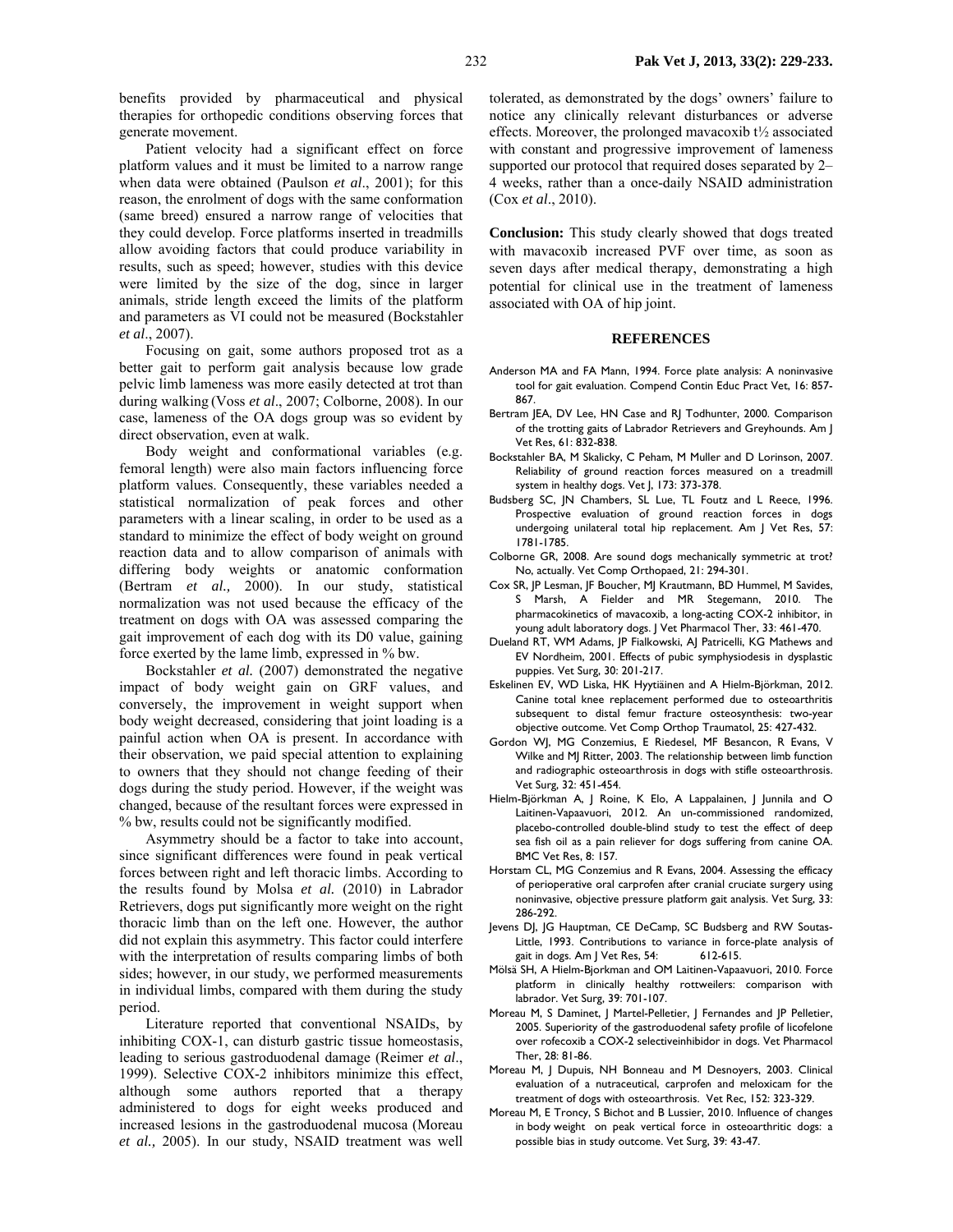benefits provided by pharmaceutical and physical therapies for orthopedic conditions observing forces that generate movement.

Patient velocity had a significant effect on force platform values and it must be limited to a narrow range when data were obtained (Paulson *et al*., 2001); for this reason, the enrolment of dogs with the same conformation (same breed) ensured a narrow range of velocities that they could develop. Force platforms inserted in treadmills allow avoiding factors that could produce variability in results, such as speed; however, studies with this device were limited by the size of the dog, since in larger animals, stride length exceed the limits of the platform and parameters as VI could not be measured (Bockstahler *et al*., 2007).

Focusing on gait, some authors proposed trot as a better gait to perform gait analysis because low grade pelvic limb lameness was more easily detected at trot than during walking (Voss *et al*., 2007; Colborne, 2008). In our case, lameness of the OA dogs group was so evident by direct observation, even at walk.

Body weight and conformational variables (e.g. femoral length) were also main factors influencing force platform values. Consequently, these variables needed a statistical normalization of peak forces and other parameters with a linear scaling, in order to be used as a standard to minimize the effect of body weight on ground reaction data and to allow comparison of animals with differing body weights or anatomic conformation (Bertram *et al.,* 2000). In our study, statistical normalization was not used because the efficacy of the treatment on dogs with OA was assessed comparing the gait improvement of each dog with its D0 value, gaining force exerted by the lame limb, expressed in % bw.

Bockstahler *et al.* (2007) demonstrated the negative impact of body weight gain on GRF values, and conversely, the improvement in weight support when body weight decreased, considering that joint loading is a painful action when OA is present. In accordance with their observation, we paid special attention to explaining to owners that they should not change feeding of their dogs during the study period. However, if the weight was changed, because of the resultant forces were expressed in % bw, results could not be significantly modified.

Asymmetry should be a factor to take into account, since significant differences were found in peak vertical forces between right and left thoracic limbs. According to the results found by Molsa *et al.* (2010) in Labrador Retrievers, dogs put significantly more weight on the right thoracic limb than on the left one. However, the author did not explain this asymmetry. This factor could interfere with the interpretation of results comparing limbs of both sides; however, in our study, we performed measurements in individual limbs, compared with them during the study period.

Literature reported that conventional NSAIDs, by inhibiting COX-1, can disturb gastric tissue homeostasis, leading to serious gastroduodenal damage (Reimer *et al*., 1999). Selective COX-2 inhibitors minimize this effect, although some authors reported that a therapy administered to dogs for eight weeks produced and increased lesions in the gastroduodenal mucosa (Moreau *et al.,* 2005). In our study, NSAID treatment was well tolerated, as demonstrated by the dogs' owners' failure to notice any clinically relevant disturbances or adverse effects. Moreover, the prolonged mavacoxib $t_{½}$ associated with constant and progressive improvement of lameness supported our protocol that required doses separated by 2–4 weeks, rather than a once-daily NSAID administration (Cox *et al*., 2010).

**Conclusion:** This study clearly showed that dogs treated with mavacoxib increased PVF over time, as soon as seven days after medical therapy, demonstrating a high potential for clinical use in the treatment of lameness associated with OA of hip joint.

## REFERENCES

Anderson MA and FA Mann, 1994. Force plate analysis: A noninvasive tool for gait evaluation. Compend Contin Educ Pract Vet, 16: 857-867.

Bertram JEA, DV Lee, HN Case and RJ Todhunter, 2000. Comparison of the trotting gaits of Labrador Retrievers and Greyhounds. Am J Vet Res, 61: 832-838.

Bockstahler BA, M Skalicky, C Peham, M Muller and D Lorinson, 2007. Reliability of ground reaction forces measured on a treadmill system in healthy dogs. Vet J, 173: 373-378.

Budsberg SC, JN Chambers, SL Lue, TL Foutz and L Reece, 1996. Prospective evaluation of ground reaction forces in dogs undergoing unilateral total hip replacement. Am J Vet Res, 57: 1781-1785.

Colborne GR, 2008. Are sound dogs mechanically symmetric at trot? No, actually. Vet Comp Orthopaed, 21: 294-301.

Cox SR, JP Lesman, JF Boucher, MJ Krautmann, BD Hummel, M Savides, S Marsh, A Fielder and MR Stegemann, 2010. The pharmacokinetics of mavacoxib, a long-acting COX-2 inhibitor, in young adult laboratory dogs. J Vet Pharmacol Ther, 33: 461-470.

Dueland RT, WM Adams, JP Fialkowski, AJ Patricelli, KG Mathews and EV Nordheim, 2001. Effects of pubic symphysiodesis in dysplastic puppies. Vet Surg, 30: 201-217.

Eskelinen EV, WD Liska, HK Hyytiäinen and A Hielm-Björkman, 2012. Canine total knee replacement performed due to osteoarthritis subsequent to distal femur fracture osteosynthesis: two-year objective outcome. Vet Comp Orthop Traumatol, 25: 427-432.

Gordon WJ, MG Conzemius, E Riedesel, MF Besancon, R Evans, V Wilke and MJ Ritter, 2003. The relationship between limb function and radiographic osteoarthrosis in dogs with stifle osteoarthrosis. Vet Surg, 32: 451-454.

Hielm-Björkman A, J Roine, K Elo, A Lappalainen, J Junnila and O Laitinen-Vapaavuori, 2012. An un-commissioned randomized, placebo-controlled double-blind study to test the effect of deep sea fish oil as a pain reliever for dogs suffering from canine OA. BMC Vet Res, 8: 157.

Horstam CL, MG Conzemius and R Evans, 2004. Assessing the efficacy of perioperative oral carprofen after cranial cruciate surgery using noninvasive, objective pressure platform gait analysis. Vet Surg, 33: 286-292.

Jevens DJ, JG Hauptman, CE DeCamp, SC Budsberg and RW Soutas-Little, 1993. Contributions to variance in force-plate analysis of gait in dogs. Am J Vet Res, 54: 612-615.

Mölsä SH, A Hielm-Bjorkman and OM Laitinen-Vapaavuori, 2010. Force platform in clinically healthy rottweilers: comparison with labrador. Vet Surg, 39: 701-107.

Moreau M, S Daminet, J Martel-Pelletier, J Fernandes and JP Pelletier, 2005. Superiority of the gastroduodenal safety profile of licofelone over rofecoxib a COX-2 selectiveinhibidor in dogs. Vet Pharmacol Ther, 28: 81-86.

Moreau M, J Dupuis, NH Bonneau and M Desnoyers, 2003. Clinical evaluation of a nutraceutical, carprofen and meloxicam for the treatment of dogs with osteoarthrosis. Vet Rec, 152: 323-329.

Moreau M, E Troncy, S Bichot and B Lussier, 2010. Influence of changes in body weight on peak vertical force in osteoarthritic dogs: a possible bias in study outcome. Vet Surg, 39: 43-47.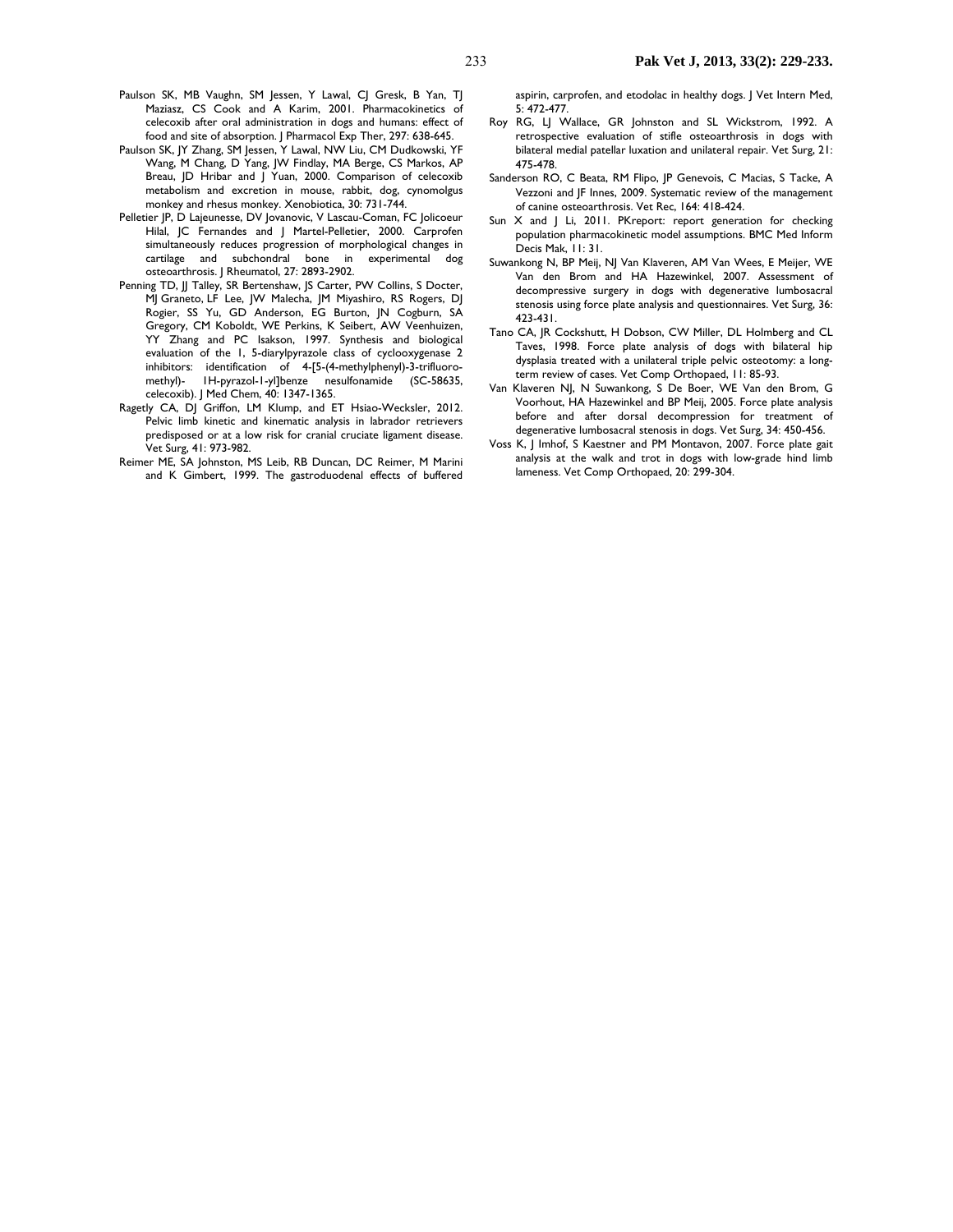Paulson SK, MB Vaughn, SM Jessen, Y Lawal, CJ Gresk, B Yan, TJ Maziasz, CS Cook and A Karim, 2001. Pharmacokinetics of celecoxib after oral administration in dogs and humans: effect of food and site of absorption. J Pharmacol Exp Ther, 297: 638-645.

Paulson SK, JY Zhang, SM Jessen, Y Lawal, NW Liu, CM Dudkowski, YF Wang, M Chang, D Yang, JW Findlay, MA Berge, CS Markos, AP Breau, JD Hribar and J Yuan, 2000. Comparison of celecoxib metabolism and excretion in mouse, rabbit, dog, cynomolgus monkey and rhesus monkey. Xenobiotica, 30: 731-744.

Pelletier JP, D Lajeunesse, DV Jovanovic, V Lascau-Coman, FC Jolicoeur Hilal, JC Fernandes and J Martel-Pelletier, 2000. Carprofen simultaneously reduces progression of morphological changes in cartilage and subchondral bone in experimental dog osteoarthrosis. J Rheumatol, 27: 2893-2902.

Penning TD, JJ Talley, SR Bertenshaw, JS Carter, PW Collins, S Docter, MJ Graneto, LF Lee, JW Malecha, JM Miyashiro, RS Rogers, DJ Rogier, SS Yu, GD Anderson, EG Burton, JN Cogburn, SA Gregory, CM Koboldt, WE Perkins, K Seibert, AW Veenhuizen, YY Zhang and PC Isakson, 1997. Synthesis and biological evaluation of the 1, 5-diarylpyrazole class of cyclooxygenase 2 inhibitors: identification of 4-[5-(4-methylphenyl)-3-trifluoro-methyl)- 1H-pyrazol-1-yl]benze nesulfonamide (SC-58635, celecoxib). J Med Chem, 40: 1347-1365.

Ragetly CA, DJ Griffon, LM Klump, and ET Hsiao-Wecksler, 2012. Pelvic limb kinetic and kinematic analysis in labrador retrievers predisposed or at a low risk for cranial cruciate ligament disease. Vet Surg, 41: 973-982.

Reimer ME, SA Johnston, MS Leib, RB Duncan, DC Reimer, M Marini and K Gimbert, 1999. The gastroduodenal effects of buffered aspirin, carprofen, and etodolac in healthy dogs. J Vet Intern Med, 5: 472-477.

Roy RG, LJ Wallace, GR Johnston and SL Wickstrom, 1992. A retrospective evaluation of stifle osteoarthrosis in dogs with bilateral medial patellar luxation and unilateral repair. Vet Surg, 21: 475-478.

Sanderson RO, C Beata, RM Flipo, JP Genevois, C Macias, S Tacke, A Vezzoni and JF Innes, 2009. Systematic review of the management of canine osteoarthrosis. Vet Rec, 164: 418-424.

Sun X and J Li, 2011. PKreport: report generation for checking population pharmacokinetic model assumptions. BMC Med Inform Decis Mak, 11: 31.

Suwankong N, BP Meij, NJ Van Klaveren, AM Van Wees, E Meijer, WE Van den Brom and HA Hazewinkel, 2007. Assessment of decompressive surgery in dogs with degenerative lumbosacral stenosis using force plate analysis and questionnaires. Vet Surg, 36: 423-431.

Tano CA, JR Cockshutt, H Dobson, CW Miller, DL Holmberg and CL Taves, 1998. Force plate analysis of dogs with bilateral hip dysplasia treated with a unilateral triple pelvic osteotomy: a long-term review of cases. Vet Comp Orthopaed, 11: 85-93.

Van Klaveren NJ, N Suwankong, S De Boer, WE Van den Brom, G Voorhout, HA Hazewinkel and BP Meij, 2005. Force plate analysis before and after dorsal decompression for treatment of degenerative lumbosacral stenosis in dogs. Vet Surg, 34: 450-456.

Voss K, J Imhof, S Kaestner and PM Montavon, 2007. Force plate gait analysis at the walk and trot in dogs with low-grade hind limb lameness. Vet Comp Orthopaed, 20: 299-304.